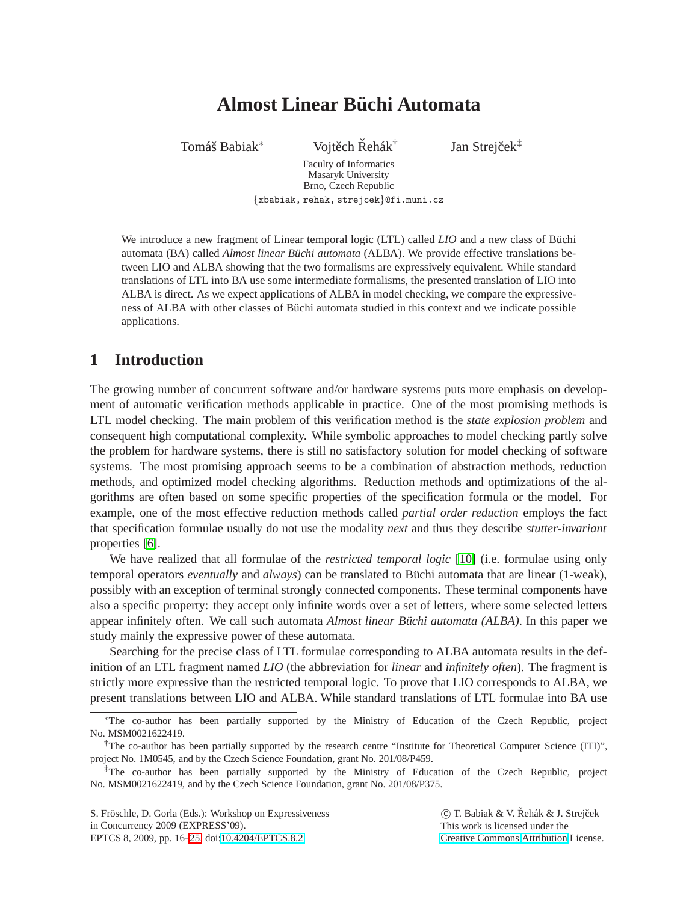# Almost Linear Büchi Automata

Tomáš Babiak[*] Vojtěch Řehák[†] Jan Strejček[‡]

Faculty of Informatics
Masaryk University
Brno, Czech Republic

{xbabiak, rehak, strejcek}@fi.muni.cz

We introduce a new fragment of Linear temporal logic (LTL) called *LIO* and a new class of Büchi automata (BA) called *Almost linear Büchi automata* (ALBA). We provide effective translations between LIO and ALBA showing that the two formalisms are expressively equivalent. While standard translations of LTL into BA use some intermediate formalisms, the presented translation of LIO into ALBA is direct. As we expect applications of ALBA in model checking, we compare the expressiveness of ALBA with other classes of Büchi automata studied in this context and we indicate possible applications.

## 1 Introduction

The growing number of concurrent software and/or hardware systems puts more emphasis on development of automatic verification methods applicable in practice. One of the most promising methods is LTL model checking. The main problem of this verification method is the *state explosion problem* and consequent high computational complexity. While symbolic approaches to model checking partly solve the problem for hardware systems, there is still no satisfactory solution for model checking of software systems. The most promising approach seems to be a combination of abstraction methods, reduction methods, and optimized model checking algorithms. Reduction methods and optimizations of the algorithms are often based on some specific properties of the specification formula or the model. For example, one of the most effective reduction methods called *partial order reduction* employs the fact that specification formulae usually do not use the modality *next* and thus they describe *stutter-invariant* properties [6].

We have realized that all formulae of the *restricted temporal logic* [10] (i.e. formulae using only temporal operators *eventually* and *always*) can be translated to Büchi automata that are linear (1-weak), possibly with an exception of terminal strongly connected components. These terminal components have also a specific property: they accept only infinite words over a set of letters, where some selected letters appear infinitely often. We call such automata *Almost linear Büchi automata (ALBA)*. In this paper we study mainly the expressive power of these automata.

Searching for the precise class of LTL formulae corresponding to ALBA automata results in the definition of an LTL fragment named *LIO* (the abbreviation for *linear* and *infinitely often*). The fragment is strictly more expressive than the restricted temporal logic. To prove that LIO corresponds to ALBA, we present translations between LIO and ALBA. While standard translations of LTL formulae into BA use

---

[*] The co-author has been partially supported by the Ministry of Education of the Czech Republic, project No. MSM0021622419.

[†] The co-author has been partially supported by the research centre "Institute for Theoretical Computer Science (ITI)", project No. 1M0545, and by the Czech Science Foundation, grant No. 201/08/P459.

[‡] The co-author has been partially supported by the Ministry of Education of the Czech Republic, project No. MSM0021622419, and by the Czech Science Foundation, grant No. 201/08/P375.

S. Fröschle, D. Gorla (Eds.): Workshop on Expressiveness in Concurrency 2009 (EXPRESS'09).
EPTCS 8, 2009, pp. 16–25, doi:10.4204/EPTCS.8.2

© T. Babiak & V. Řehák & J. Strejček
This work is licensed under the Creative Commons Attribution License.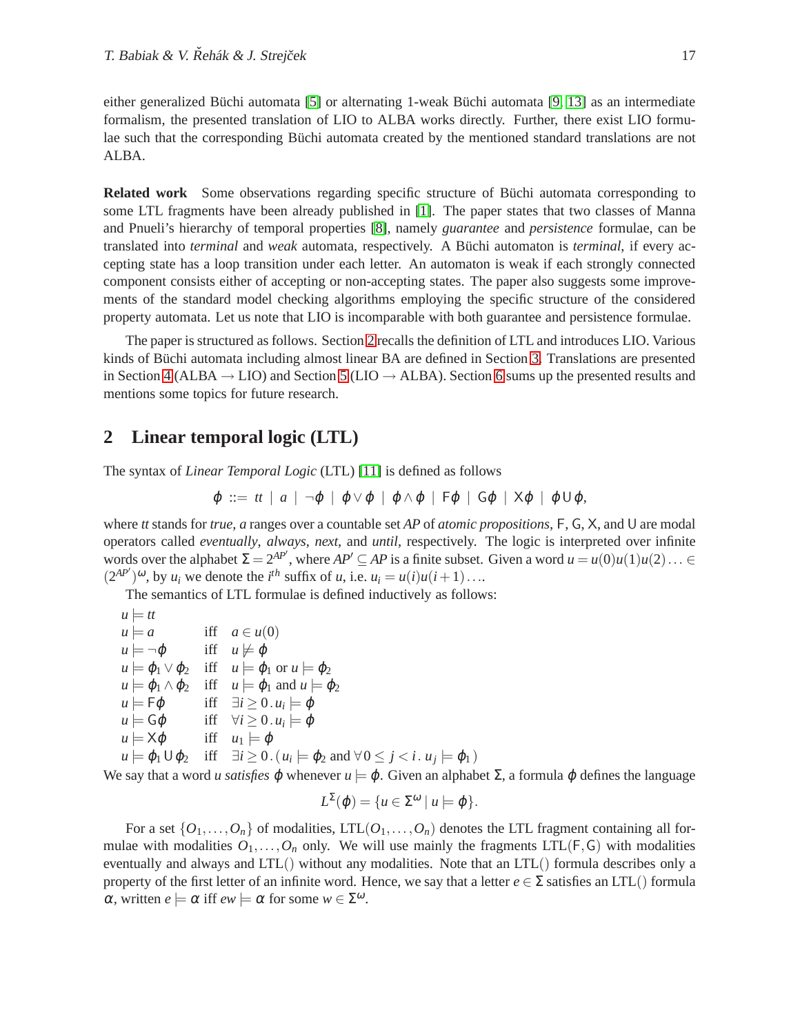either generalized Büchi automata [5] or alternating 1-weak Büchi automata [9, 13] as an intermediate formalism, the presented translation of LIO to ALBA works directly. Further, there exist LIO formulae such that the corresponding Büchi automata created by the mentioned standard translations are not ALBA.

**Related work** Some observations regarding specific structure of Büchi automata corresponding to some LTL fragments have been already published in [1]. The paper states that two classes of Manna and Pnueli's hierarchy of temporal properties [8], namely *guarantee* and *persistence* formulae, can be translated into *terminal* and *weak* automata, respectively. A Büchi automaton is *terminal*, if every accepting state has a loop transition under each letter. An automaton is weak if each strongly connected component consists either of accepting or non-accepting states. The paper also suggests some improvements of the standard model checking algorithms employing the specific structure of the considered property automata. Let us note that LIO is incomparable with both guarantee and persistence formulae.

The paper is structured as follows. Section 2 recalls the definition of LTL and introduces LIO. Various kinds of Büchi automata including almost linear BA are defined in Section 3. Translations are presented in Section 4 (ALBA → LIO) and Section 5 (LIO → ALBA). Section 6 sums up the presented results and mentions some topics for future research.

## 2 Linear temporal logic (LTL)

The syntax of *Linear Temporal Logic* (LTL) [11] is defined as follows

$$\varphi ::= tt \mid a \mid \neg\varphi \mid \varphi \vee \varphi \mid \varphi \wedge \varphi \mid \mathsf{F}\varphi \mid \mathsf{G}\varphi \mid \mathsf{X}\varphi \mid \varphi \,\mathsf{U}\, \varphi,$$

where *tt* stands for *true*, *a* ranges over a countable set *AP* of *atomic propositions*, $\mathsf{F}$, $\mathsf{G}$, $\mathsf{X}$, and $\mathsf{U}$ are modal operators called *eventually*, *always*, *next*, and *until*, respectively. The logic is interpreted over infinite words over the alphabet $\Sigma = 2^{AP'}$, where $AP' \subseteq AP$ is a finite subset. Given a word $u = u(0)u(1)u(2)\ldots \in (2^{AP'})^\omega$, by $u_i$ we denote the $i^{th}$ suffix of $u$, i.e. $u_i = u(i)u(i+1)\ldots$.

The semantics of LTL formulae is defined inductively as follows:

$u \models tt$
$u \models a$ iff $a \in u(0)$
$u \models \neg\varphi$ iff $u \not\models \varphi$
$u \models \varphi_1 \vee \varphi_2$ iff $u \models \varphi_1$ or $u \models \varphi_2$
$u \models \varphi_1 \wedge \varphi_2$ iff $u \models \varphi_1$ and $u \models \varphi_2$
$u \models \mathsf{F}\varphi$ iff $\exists i \geq 0 \,.\, u_i \models \varphi$
$u \models \mathsf{G}\varphi$ iff $\forall i \geq 0 \,.\, u_i \models \varphi$
$u \models \mathsf{X}\varphi$ iff $u_1 \models \varphi$
$u \models \varphi_1 \mathsf{U} \varphi_2$ iff $\exists i \geq 0 \,.\, (u_i \models \varphi_2$ and $\forall\, 0 \leq j < i \,.\, u_j \models \varphi_1)$

We say that a word $u$ *satisfies* $\varphi$ whenever $u \models \varphi$. Given an alphabet $\Sigma$, a formula $\varphi$ defines the language

$$L^\Sigma(\varphi) = \{u \in \Sigma^\omega \mid u \models \varphi\}.$$

For a set $\{O_1, \ldots, O_n\}$ of modalities, LTL$(O_1, \ldots, O_n)$ denotes the LTL fragment containing all formulae with modalities $O_1, \ldots, O_n$ only. We will use mainly the fragments LTL$(\mathsf{F}, \mathsf{G})$ with modalities eventually and always and LTL() without any modalities. Note that an LTL() formula describes only a property of the first letter of an infinite word. Hence, we say that a letter $e \in \Sigma$ satisfies an LTL() formula $\alpha$, written $e \models \alpha$ iff $ew \models \alpha$ for some $w \in \Sigma^\omega$.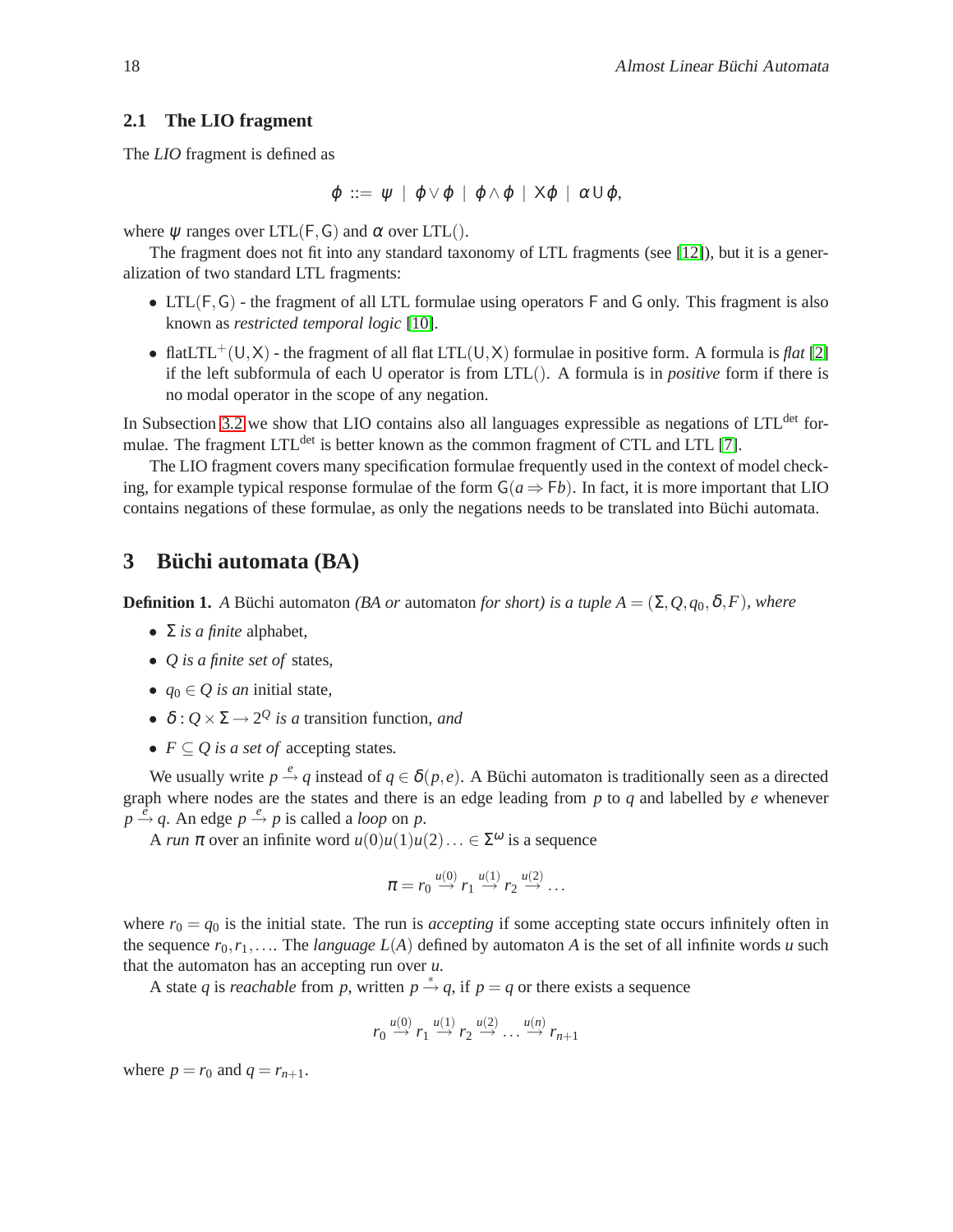### 2.1 The LIO fragment

The *LIO* fragment is defined as

$$\varphi ::= \psi \mid \varphi \vee \varphi \mid \varphi \wedge \varphi \mid \mathsf{X}\varphi \mid \alpha \,\mathsf{U}\, \varphi,$$

where $\psi$ ranges over $\mathrm{LTL}(\mathsf{F},\mathsf{G})$ and $\alpha$ over $\mathrm{LTL}()$.

The fragment does not fit into any standard taxonomy of LTL fragments (see [12]), but it is a generalization of two standard LTL fragments:

- $\mathrm{LTL}(\mathsf{F},\mathsf{G})$ - the fragment of all LTL formulae using operators $\mathsf{F}$ and $\mathsf{G}$ only. This fragment is also known as *restricted temporal logic* [10].
- $\mathrm{flatLTL}^{+}(\mathsf{U},\mathsf{X})$ - the fragment of all flat $\mathrm{LTL}(\mathsf{U},\mathsf{X})$ formulae in positive form. A formula is *flat* [2] if the left subformula of each $\mathsf{U}$ operator is from $\mathrm{LTL}()$. A formula is in *positive* form if there is no modal operator in the scope of any negation.

In Subsection 3.2 we show that LIO contains also all languages expressible as negations of $\mathrm{LTL}^{\mathrm{det}}$ formulae. The fragment $\mathrm{LTL}^{\mathrm{det}}$ is better known as the common fragment of CTL and LTL [7].

The LIO fragment covers many specification formulae frequently used in the context of model checking, for example typical response formulae of the form $\mathsf{G}(a \Rightarrow \mathsf{F}b)$. In fact, it is more important that LIO contains negations of these formulae, as only the negations needs to be translated into Büchi automata.

## 3 Büchi automata (BA)

**Definition 1.** *A* Büchi automaton *(BA or* automaton *for short) is a tuple* $A = (\Sigma, Q, q_0, \delta, F)$*, where*

- $\Sigma$ *is a finite* alphabet*,*
- $Q$ *is a finite set of* states*,*
- $q_0 \in Q$ *is an* initial state*,*
- $\delta : Q \times \Sigma \rightarrow 2^{Q}$ *is a* transition function*, and*
- $F \subseteq Q$ *is a set of* accepting states*.*

We usually write $p \stackrel{e}{\rightarrow} q$ instead of $q \in \delta(p,e)$. A Büchi automaton is traditionally seen as a directed graph where nodes are the states and there is an edge leading from $p$ to $q$ and labelled by $e$ whenever $p \stackrel{e}{\rightarrow} q$. An edge $p \stackrel{e}{\rightarrow} p$ is called a *loop* on $p$.

A *run* $\pi$ over an infinite word $u(0)u(1)u(2)\ldots \in \Sigma^{\omega}$ is a sequence

$$\pi = r_0 \stackrel{u(0)}{\rightarrow} r_1 \stackrel{u(1)}{\rightarrow} r_2 \stackrel{u(2)}{\rightarrow} \ldots$$

where $r_0 = q_0$ is the initial state. The run is *accepting* if some accepting state occurs infinitely often in the sequence $r_0, r_1, \ldots$. The *language* $L(A)$ defined by automaton $A$ is the set of all infinite words $u$ such that the automaton has an accepting run over $u$.

A state $q$ is *reachable* from $p$, written $p \stackrel{*}{\rightarrow} q$, if $p = q$ or there exists a sequence

$$r_0 \stackrel{u(0)}{\rightarrow} r_1 \stackrel{u(1)}{\rightarrow} r_2 \stackrel{u(2)}{\rightarrow} \ldots \stackrel{u(n)}{\rightarrow} r_{n+1}$$

where $p = r_0$ and $q = r_{n+1}$.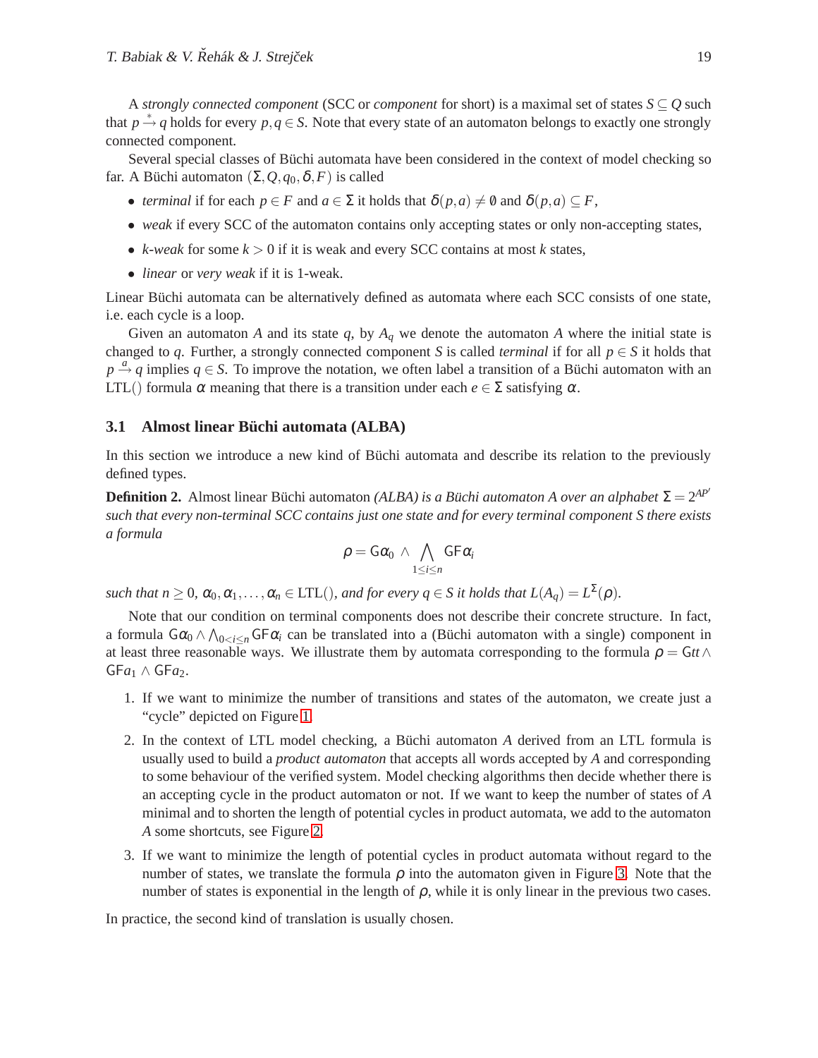A *strongly connected component* (SCC or *component* for short) is a maximal set of states $S \subseteq Q$ such that $p \xrightarrow{*} q$ holds for every $p, q \in S$. Note that every state of an automaton belongs to exactly one strongly connected component.

Several special classes of Büchi automata have been considered in the context of model checking so far. A Büchi automaton $(\Sigma, Q, q_0, \delta, F)$ is called

- *terminal* if for each $p \in F$ and $a \in \Sigma$ it holds that $\delta(p,a) \neq \emptyset$ and $\delta(p,a) \subseteq F$,
- *weak* if every SCC of the automaton contains only accepting states or only non-accepting states,
- *k-weak* for some $k > 0$ if it is weak and every SCC contains at most $k$ states,
- *linear* or *very weak* if it is 1-weak.

Linear Büchi automata can be alternatively defined as automata where each SCC consists of one state, i.e. each cycle is a loop.

Given an automaton $A$ and its state $q$, by $A_q$ we denote the automaton $A$ where the initial state is changed to $q$. Further, a strongly connected component $S$ is called *terminal* if for all $p \in S$ it holds that $p \xrightarrow{a} q$ implies $q \in S$. To improve the notation, we often label a transition of a Büchi automaton with an LTL() formula $\alpha$ meaning that there is a transition under each $e \in \Sigma$ satisfying $\alpha$.

### 3.1 Almost linear Büchi automata (ALBA)

In this section we introduce a new kind of Büchi automata and describe its relation to the previously defined types.

**Definition 2.** Almost linear Büchi automaton *(ALBA) is a Büchi automaton $A$ over an alphabet $\Sigma = 2^{AP'}$ such that every non-terminal SCC contains just one state and for every terminal component $S$ there exists a formula*

$$\rho = \mathsf{G}\alpha_0 \wedge \bigwedge_{1 \leq i \leq n} \mathsf{GF}\alpha_i$$

*such that $n \geq 0$, $\alpha_0, \alpha_1, \ldots, \alpha_n \in$ LTL(), and for every $q \in S$ it holds that $L(A_q) = L^{\Sigma}(\rho)$.*

Note that our condition on terminal components does not describe their concrete structure. In fact, a formula $\mathsf{G}\alpha_0 \wedge \bigwedge_{0<i\leq n} \mathsf{GF}\alpha_i$ can be translated into a (Büchi automaton with a single) component in at least three reasonable ways. We illustrate them by automata corresponding to the formula $\rho = \mathsf{G}tt \wedge \mathsf{GF}a_1 \wedge \mathsf{GF}a_2$.

1. If we want to minimize the number of transitions and states of the automaton, we create just a "cycle" depicted on Figure 1.
2. In the context of LTL model checking, a Büchi automaton $A$ derived from an LTL formula is usually used to build a *product automaton* that accepts all words accepted by $A$ and corresponding to some behaviour of the verified system. Model checking algorithms then decide whether there is an accepting cycle in the product automaton or not. If we want to keep the number of states of $A$ minimal and to shorten the length of potential cycles in product automata, we add to the automaton $A$ some shortcuts, see Figure 2.
3. If we want to minimize the length of potential cycles in product automata without regard to the number of states, we translate the formula $\rho$ into the automaton given in Figure 3. Note that the number of states is exponential in the length of $\rho$, while it is only linear in the previous two cases.

In practice, the second kind of translation is usually chosen.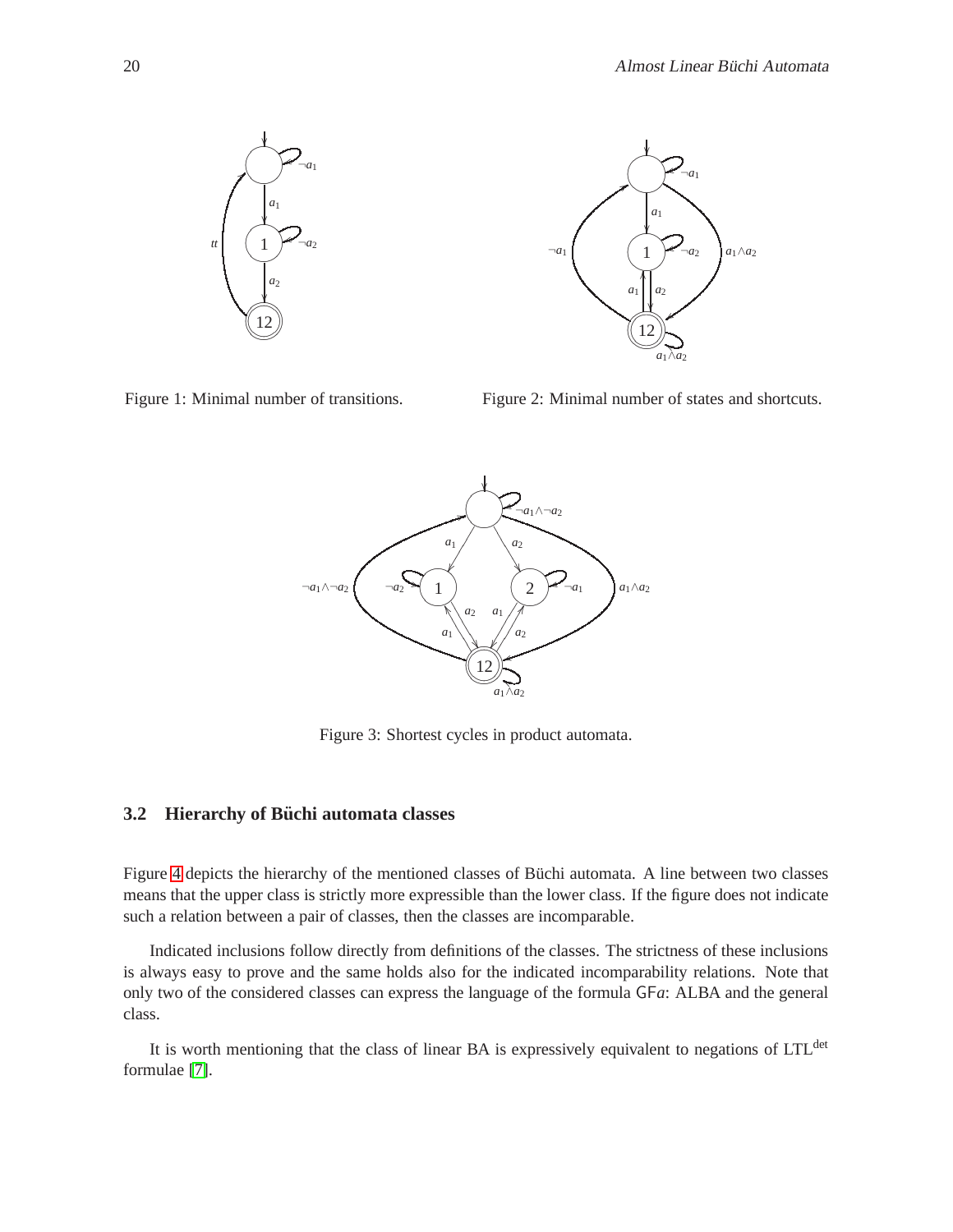Figure 1: Minimal number of transitions.

Figure 2: Minimal number of states and shortcuts.

Figure 3: Shortest cycles in product automata.

### 3.2 Hierarchy of Büchi automata classes

Figure 4 depicts the hierarchy of the mentioned classes of Büchi automata. A line between two classes means that the upper class is strictly more expressible than the lower class. If the figure does not indicate such a relation between a pair of classes, then the classes are incomparable.

Indicated inclusions follow directly from definitions of the classes. The strictness of these inclusions is always easy to prove and the same holds also for the indicated incomparability relations. Note that only two of the considered classes can express the language of the formula $\mathsf{GF}a$: ALBA and the general class.

It is worth mentioning that the class of linear BA is expressively equivalent to negations of $\text{LTL}^{\text{det}}$ formulae [7].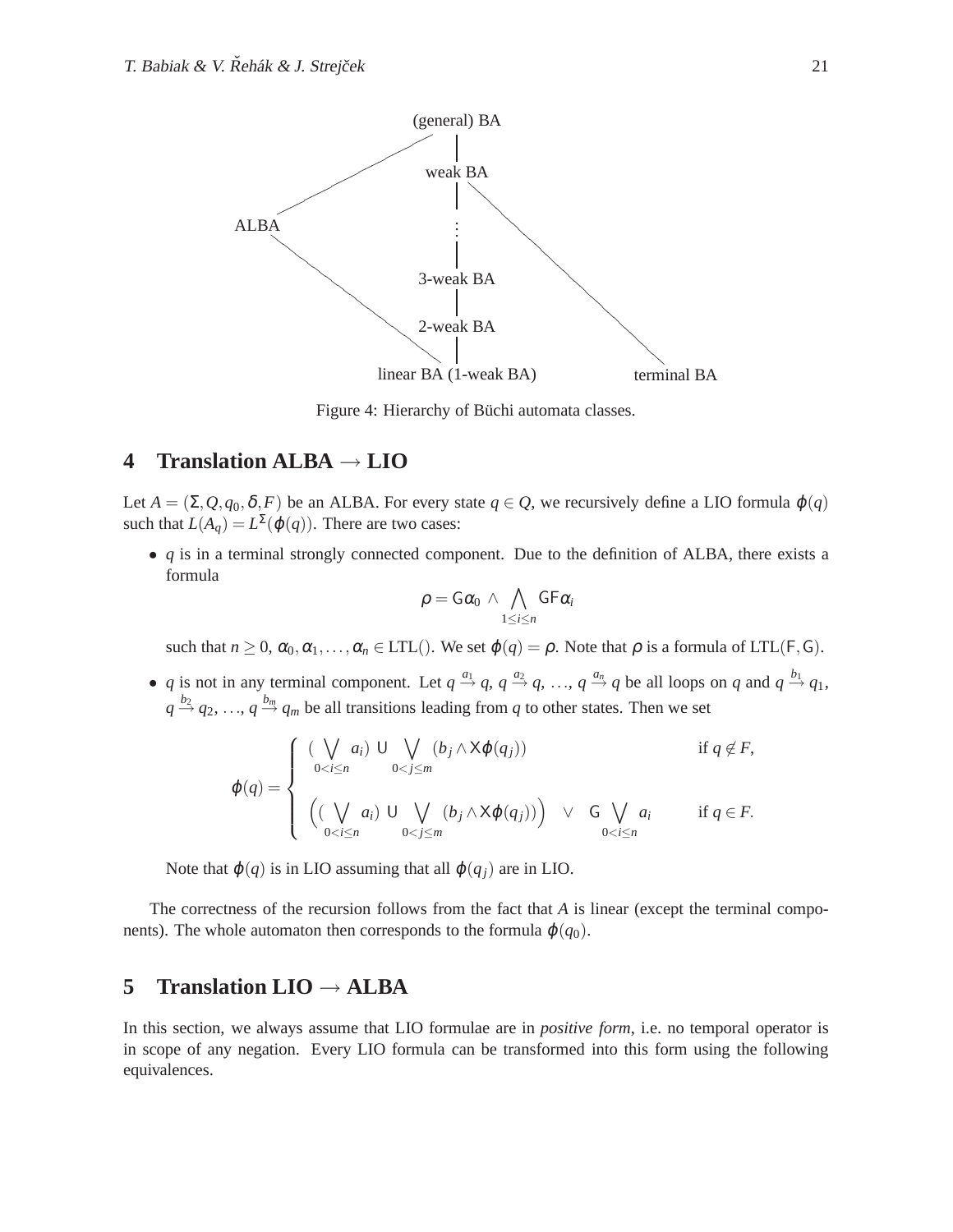(general) BA

weak BA

ALBA

⋮

3-weak BA

2-weak BA

linear BA (1-weak BA)

terminal BA

Figure 4: Hierarchy of Büchi automata classes.

# 4 Translation ALBA → LIO

Let $A = (\Sigma, Q, q_0, \delta, F)$ be an ALBA. For every state $q \in Q$, we recursively define a LIO formula $\varphi(q)$ such that $L(A_q) = L^{\Sigma}(\varphi(q))$. There are two cases:

- $q$ is in a terminal strongly connected component. Due to the definition of ALBA, there exists a formula

$$\rho = \mathsf{G}\alpha_0 \wedge \bigwedge_{1 \le i \le n} \mathsf{GF}\alpha_i$$

  such that $n \ge 0$, $\alpha_0, \alpha_1, \ldots, \alpha_n \in \mathrm{LTL}()$. We set $\varphi(q) = \rho$. Note that $\rho$ is a formula of $\mathrm{LTL}(\mathsf{F},\mathsf{G})$.

- $q$ is not in any terminal component. Let $q \xrightarrow{a_1} q$, $q \xrightarrow{a_2} q$, $\ldots$, $q \xrightarrow{a_n} q$ be all loops on $q$ and $q \xrightarrow{b_1} q_1$, $q \xrightarrow{b_2} q_2$, $\ldots$, $q \xrightarrow{b_m} q_m$ be all transitions leading from $q$ to other states. Then we set

$$\varphi(q) = \begin{cases} (\bigvee\limits_{0<i\le n} a_i) \;\mathsf{U} \bigvee\limits_{0<j\le m} (b_j \wedge \mathsf{X}\varphi(q_j)) & \text{if } q \notin F, \\[2ex] \Big( (\bigvee\limits_{0<i\le n} a_i) \;\mathsf{U} \bigvee\limits_{0<j\le m} (b_j \wedge \mathsf{X}\varphi(q_j)) \Big) \;\;\vee\;\; \mathsf{G} \bigvee\limits_{0<i\le n} a_i & \text{if } q \in F. \end{cases}$$

  Note that $\varphi(q)$ is in LIO assuming that all $\varphi(q_j)$ are in LIO.

The correctness of the recursion follows from the fact that $A$ is linear (except the terminal components). The whole automaton then corresponds to the formula $\varphi(q_0)$.

# 5 Translation LIO → ALBA

In this section, we always assume that LIO formulae are in *positive form*, i.e. no temporal operator is in scope of any negation. Every LIO formula can be transformed into this form using the following equivalences.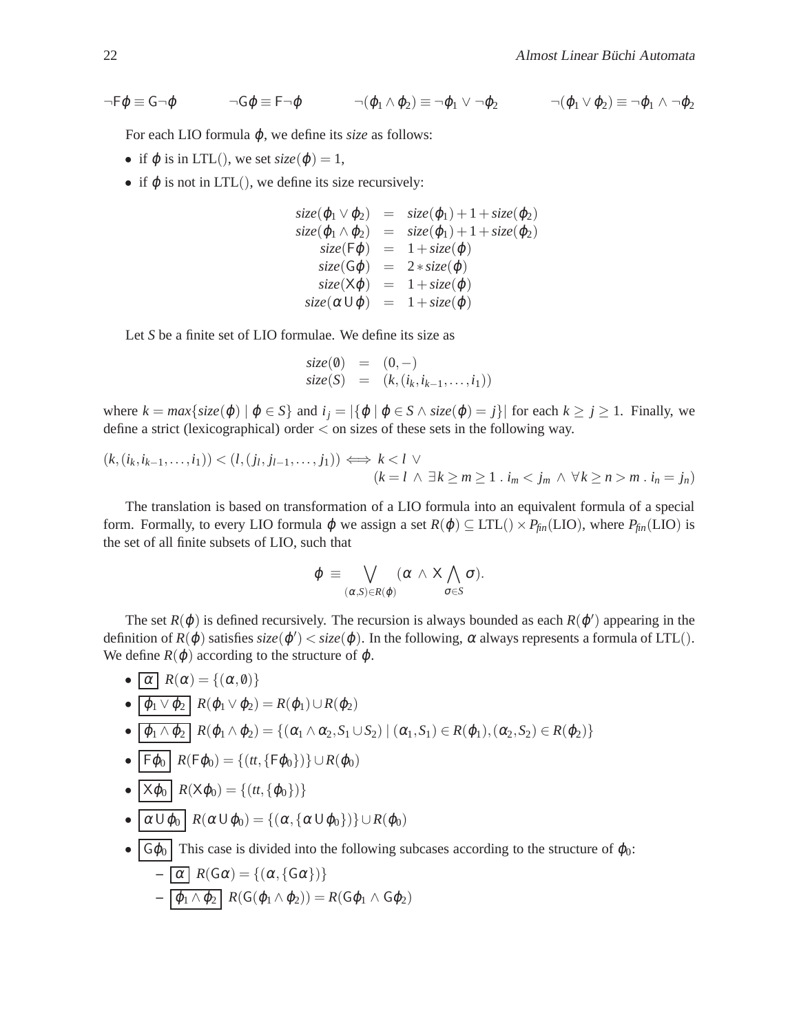$$\neg\mathsf{F}\varphi \equiv \mathsf{G}\neg\varphi \qquad \neg\mathsf{G}\varphi \equiv \mathsf{F}\neg\varphi \qquad \neg(\varphi_1 \wedge \varphi_2) \equiv \neg\varphi_1 \vee \neg\varphi_2 \qquad \neg(\varphi_1 \vee \varphi_2) \equiv \neg\varphi_1 \wedge \neg\varphi_2$$

For each LIO formula $\varphi$, we define its *size* as follows:

- if $\varphi$ is in LTL(), we set $size(\varphi) = 1$,
- if $\varphi$ is not in LTL(), we define its size recursively:

$$\begin{aligned}
size(\varphi_1 \vee \varphi_2) &= size(\varphi_1) + 1 + size(\varphi_2)\\
size(\varphi_1 \wedge \varphi_2) &= size(\varphi_1) + 1 + size(\varphi_2)\\
size(\mathsf{F}\varphi) &= 1 + size(\varphi)\\
size(\mathsf{G}\varphi) &= 2 * size(\varphi)\\
size(\mathsf{X}\varphi) &= 1 + size(\varphi)\\
size(\alpha\,\mathsf{U}\,\varphi) &= 1 + size(\varphi)
\end{aligned}$$

Let $S$ be a finite set of LIO formulae. We define its size as

$$\begin{aligned}
size(\emptyset) &= (0, -)\\
size(S) &= (k, (i_k, i_{k-1}, \ldots, i_1))
\end{aligned}$$

where $k = max\{size(\varphi) \mid \varphi \in S\}$ and $i_j = |\{\varphi \mid \varphi \in S \wedge size(\varphi) = j\}|$ for each $k \geq j \geq 1$. Finally, we define a strict (lexicographical) order $<$ on sizes of these sets in the following way.

$$(k, (i_k, i_{k-1}, \ldots, i_1)) < (l, (j_l, j_{l-1}, \ldots, j_1)) \iff k < l \;\vee \\ (k = l \;\wedge\; \exists k \geq m \geq 1 \,.\, i_m < j_m \;\wedge\; \forall k \geq n > m \,.\, i_n = j_n)$$

The translation is based on transformation of a LIO formula into an equivalent formula of a special form. Formally, to every LIO formula $\varphi$ we assign a set $R(\varphi) \subseteq \text{LTL}() \times P_{fin}(\text{LIO})$, where $P_{fin}(\text{LIO})$ is the set of all finite subsets of LIO, such that

$$\varphi \;\equiv \bigvee_{(\alpha,S)\in R(\varphi)} (\alpha \;\wedge\; \mathsf{X} \bigwedge_{\sigma \in S} \sigma).$$

The set $R(\varphi)$ is defined recursively. The recursion is always bounded as each $R(\varphi')$ appearing in the definition of $R(\varphi)$ satisfies $size(\varphi') < size(\varphi)$. In the following, $\alpha$ always represents a formula of LTL(). We define $R(\varphi)$ according to the structure of $\varphi$.

- $\boxed{\alpha}$ $R(\alpha) = \{(\alpha, \emptyset)\}$
- $\boxed{\varphi_1 \vee \varphi_2}$ $R(\varphi_1 \vee \varphi_2) = R(\varphi_1) \cup R(\varphi_2)$
- $\boxed{\varphi_1 \wedge \varphi_2}$ $R(\varphi_1 \wedge \varphi_2) = \{(\alpha_1 \wedge \alpha_2, S_1 \cup S_2) \mid (\alpha_1, S_1) \in R(\varphi_1), (\alpha_2, S_2) \in R(\varphi_2)\}$
- $\boxed{\mathsf{F}\varphi_0}$ $R(\mathsf{F}\varphi_0) = \{(tt, \{\mathsf{F}\varphi_0\})\} \cup R(\varphi_0)$
- $\boxed{\mathsf{X}\varphi_0}$ $R(\mathsf{X}\varphi_0) = \{(tt, \{\varphi_0\})\}$
- $\boxed{\alpha\,\mathsf{U}\,\varphi_0}$ $R(\alpha\,\mathsf{U}\,\varphi_0) = \{(\alpha, \{\alpha\,\mathsf{U}\,\varphi_0\})\} \cup R(\varphi_0)$
- $\boxed{\mathsf{G}\varphi_0}$ This case is divided into the following subcases according to the structure of $\varphi_0$:
  - $\boxed{\alpha}$ $R(\mathsf{G}\alpha) = \{(\alpha, \{\mathsf{G}\alpha\})\}$
  - $\boxed{\varphi_1 \wedge \varphi_2}$ $R(\mathsf{G}(\varphi_1 \wedge \varphi_2)) = R(\mathsf{G}\varphi_1 \wedge \mathsf{G}\varphi_2)$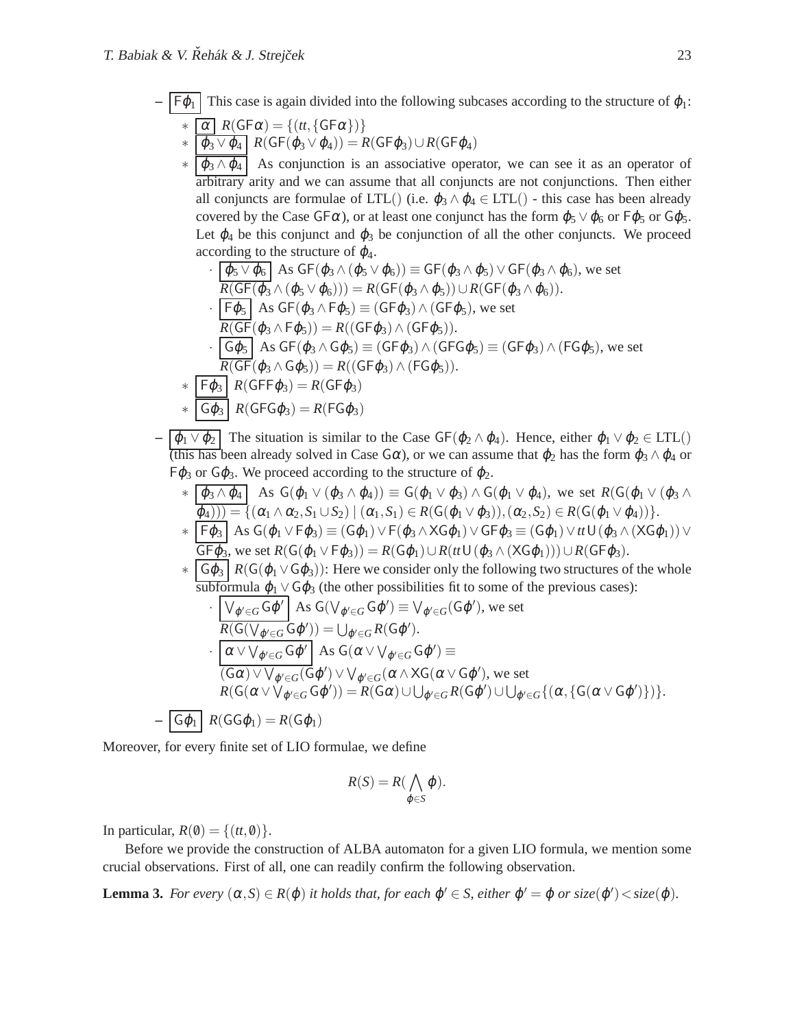- $\boxed{\mathsf{F}\varphi_1}$ This case is again divided into the following subcases according to the structure of $\varphi_1$:
  - $\boxed{\alpha}$ $R(\mathsf{GF}\alpha) = \{(tt, \{\mathsf{GF}\alpha\})\}$
  - $\boxed{\varphi_3 \vee \varphi_4}$ $R(\mathsf{GF}(\varphi_3 \vee \varphi_4)) = R(\mathsf{GF}\varphi_3) \cup R(\mathsf{GF}\varphi_4)$
  - $\boxed{\varphi_3 \wedge \varphi_4}$ As conjunction is an associative operator, we can see it as an operator of arbitrary arity and we can assume that all conjuncts are not conjunctions. Then either all conjuncts are formulae of LTL() (i.e. $\varphi_3 \wedge \varphi_4 \in$ LTL() - this case has been already covered by the Case $\mathsf{GF}\alpha$), or at least one conjunct has the form $\varphi_5 \vee \varphi_6$ or $\mathsf{F}\varphi_5$ or $\mathsf{G}\varphi_5$. Let $\varphi_4$ be this conjunct and $\varphi_3$ be conjunction of all the other conjuncts. We proceed according to the structure of $\varphi_4$.
    - $\boxed{\varphi_5 \vee \varphi_6}$ As $\mathsf{GF}(\varphi_3 \wedge (\varphi_5 \vee \varphi_6)) \equiv \mathsf{GF}(\varphi_3 \wedge \varphi_5) \vee \mathsf{GF}(\varphi_3 \wedge \varphi_6)$, we set $R(\mathsf{GF}(\varphi_3 \wedge (\varphi_5 \vee \varphi_6))) = R(\mathsf{GF}(\varphi_3 \wedge \varphi_5)) \cup R(\mathsf{GF}(\varphi_3 \wedge \varphi_6))$.
    - $\boxed{\mathsf{F}\varphi_5}$ As $\mathsf{GF}(\varphi_3 \wedge \mathsf{F}\varphi_5) \equiv (\mathsf{GF}\varphi_3) \wedge (\mathsf{GF}\varphi_5)$, we set $R(\mathsf{GF}(\varphi_3 \wedge \mathsf{F}\varphi_5)) = R((\mathsf{GF}\varphi_3) \wedge (\mathsf{GF}\varphi_5))$.
    - $\boxed{\mathsf{G}\varphi_5}$ As $\mathsf{GF}(\varphi_3 \wedge \mathsf{G}\varphi_5) \equiv (\mathsf{GF}\varphi_3) \wedge (\mathsf{GFG}\varphi_5) \equiv (\mathsf{GF}\varphi_3) \wedge (\mathsf{FG}\varphi_5)$, we set $R(\mathsf{GF}(\varphi_3 \wedge \mathsf{G}\varphi_5)) = R((\mathsf{GF}\varphi_3) \wedge (\mathsf{FG}\varphi_5))$.
  - $\boxed{\mathsf{F}\varphi_3}$ $R(\mathsf{GFF}\varphi_3) = R(\mathsf{GF}\varphi_3)$
  - $\boxed{\mathsf{G}\varphi_3}$ $R(\mathsf{GFG}\varphi_3) = R(\mathsf{FG}\varphi_3)$
- $\boxed{\varphi_1 \vee \varphi_2}$ The situation is similar to the Case $\mathsf{GF}(\varphi_2 \wedge \varphi_4)$. Hence, either $\varphi_1 \vee \varphi_2 \in$ LTL() (this has been already solved in Case $\mathsf{G}\alpha$), or we can assume that $\varphi_2$ has the form $\varphi_3 \wedge \varphi_4$ or $\mathsf{F}\varphi_3$ or $\mathsf{G}\varphi_3$. We proceed according to the structure of $\varphi_2$.
  - $\boxed{\varphi_3 \wedge \varphi_4}$ As $\mathsf{G}(\varphi_1 \vee (\varphi_3 \wedge \varphi_4)) \equiv \mathsf{G}(\varphi_1 \vee \varphi_3) \wedge \mathsf{G}(\varphi_1 \vee \varphi_4)$, we set $R(\mathsf{G}(\varphi_1 \vee (\varphi_3 \wedge \varphi_4))) = \{(\alpha_1 \wedge \alpha_2, S_1 \cup S_2) \mid (\alpha_1, S_1) \in R(\mathsf{G}(\varphi_1 \vee \varphi_3)), (\alpha_2, S_2) \in R(\mathsf{G}(\varphi_1 \vee \varphi_4))\}$.
  - $\boxed{\mathsf{F}\varphi_3}$ As $\mathsf{G}(\varphi_1 \vee \mathsf{F}\varphi_3) \equiv (\mathsf{G}\varphi_1) \vee \mathsf{F}(\varphi_3 \wedge \mathsf{XG}\varphi_1) \vee \mathsf{GF}\varphi_3 \equiv (\mathsf{G}\varphi_1) \vee tt\,\mathsf{U}\,(\varphi_3 \wedge (\mathsf{XG}\varphi_1)) \vee \mathsf{GF}\varphi_3$, we set $R(\mathsf{G}(\varphi_1 \vee \mathsf{F}\varphi_3)) = R(\mathsf{G}\varphi_1) \cup R(tt\,\mathsf{U}\,(\varphi_3 \wedge (\mathsf{XG}\varphi_1))) \cup R(\mathsf{GF}\varphi_3)$.
  - $\boxed{\mathsf{G}\varphi_3}$ $R(\mathsf{G}(\varphi_1 \vee \mathsf{G}\varphi_3))$: Here we consider only the following two structures of the whole subformula $\varphi_1 \vee \mathsf{G}\varphi_3$ (the other possibilities fit to some of the previous cases):
    - $\boxed{\bigvee_{\varphi' \in G} \mathsf{G}\varphi'}$ As $\mathsf{G}(\bigvee_{\varphi' \in G} \mathsf{G}\varphi') \equiv \bigvee_{\varphi' \in G}(\mathsf{G}\varphi')$, we set $R(\mathsf{G}(\bigvee_{\varphi' \in G} \mathsf{G}\varphi')) = \bigcup_{\varphi' \in G} R(\mathsf{G}\varphi')$.
    - $\boxed{\alpha \vee \bigvee_{\varphi' \in G} \mathsf{G}\varphi'}$ As $\mathsf{G}(\alpha \vee \bigvee_{\varphi' \in G} \mathsf{G}\varphi') \equiv$ $(\mathsf{G}\alpha) \vee \bigvee_{\varphi' \in G}(\mathsf{G}\varphi') \vee \bigvee_{\varphi' \in G}(\alpha \wedge \mathsf{XG}(\alpha \vee \mathsf{G}\varphi')$, we set $R(\mathsf{G}(\alpha \vee \bigvee_{\varphi' \in G} \mathsf{G}\varphi')) = R(\mathsf{G}\alpha) \cup \bigcup_{\varphi' \in G} R(\mathsf{G}\varphi') \cup \bigcup_{\varphi' \in G}\{(\alpha, \{\mathsf{G}(\alpha \vee \mathsf{G}\varphi')\})\}$.
- $\boxed{\mathsf{G}\varphi_1}$ $R(\mathsf{GG}\varphi_1) = R(\mathsf{G}\varphi_1)$

Moreover, for every finite set of LIO formulae, we define

$$R(S) = R(\bigwedge_{\varphi \in S} \varphi).$$

In particular, $R(\emptyset) = \{(tt, \emptyset)\}$.

Before we provide the construction of ALBA automaton for a given LIO formula, we mention some crucial observations. First of all, one can readily confirm the following observation.

**Lemma 3.** *For every $(\alpha, S) \in R(\varphi)$ it holds that, for each $\varphi' \in S$, either $\varphi' = \varphi$ or $size(\varphi') < size(\varphi)$.*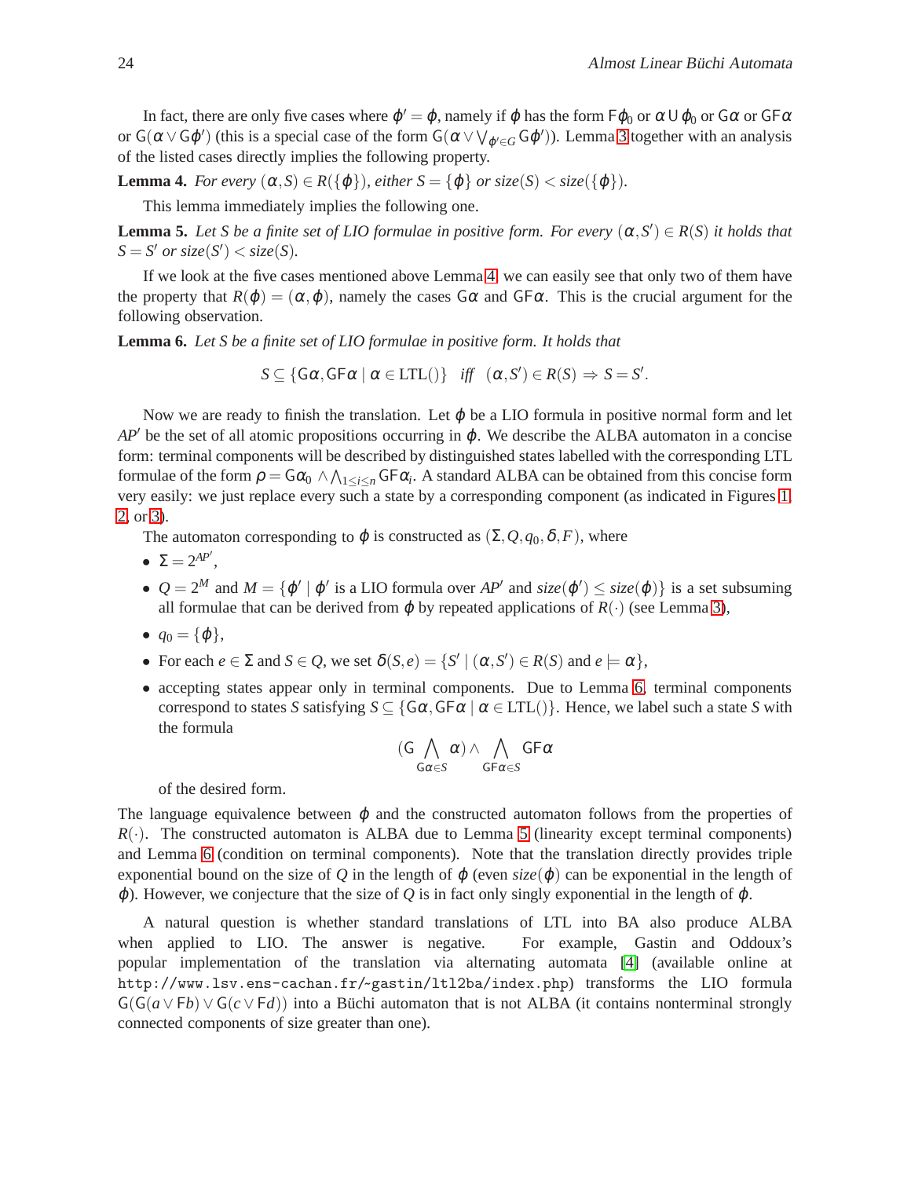In fact, there are only five cases where $\varphi' = \varphi$, namely if $\varphi$ has the form $\mathsf{F}\varphi_0$ or $\alpha \,\mathsf{U}\, \varphi_0$ or $\mathsf{G}\alpha$ or $\mathsf{GF}\alpha$ or $\mathsf{G}(\alpha \vee \mathsf{G}\varphi')$ (this is a special case of the form $\mathsf{G}(\alpha \vee \bigvee_{\varphi' \in G} \mathsf{G}\varphi')$). Lemma 3 together with an analysis of the listed cases directly implies the following property.

**Lemma 4.** *For every $(\alpha, S) \in R(\{\varphi\})$, either $S = \{\varphi\}$ or $size(S) < size(\{\varphi\})$.*

This lemma immediately implies the following one.

**Lemma 5.** *Let $S$ be a finite set of LIO formulae in positive form. For every $(\alpha, S') \in R(S)$ it holds that $S = S'$ or $size(S') < size(S)$.*

If we look at the five cases mentioned above Lemma 4, we can easily see that only two of them have the property that $R(\varphi) = (\alpha, \varphi)$, namely the cases $\mathsf{G}\alpha$ and $\mathsf{GF}\alpha$. This is the crucial argument for the following observation.

**Lemma 6.** *Let $S$ be a finite set of LIO formulae in positive form. It holds that*

$$S \subseteq \{\mathsf{G}\alpha, \mathsf{GF}\alpha \mid \alpha \in \text{LTL}()\} \quad \textit{iff} \quad (\alpha, S') \in R(S) \Rightarrow S = S'.$$

Now we are ready to finish the translation. Let $\varphi$ be a LIO formula in positive normal form and let $AP'$ be the set of all atomic propositions occurring in $\varphi$. We describe the ALBA automaton in a concise form: terminal components will be described by distinguished states labelled with the corresponding LTL formulae of the form $\rho = \mathsf{G}\alpha_0 \wedge \bigwedge_{1 \leq i \leq n} \mathsf{GF}\alpha_i$. A standard ALBA can be obtained from this concise form very easily: we just replace every such a state by a corresponding component (as indicated in Figures 1, 2, or 3).

The automaton corresponding to $\varphi$ is constructed as $(\Sigma, Q, q_0, \delta, F)$, where

- $\Sigma = 2^{AP'}$,
- $Q = 2^M$ and $M = \{\varphi' \mid \varphi'$ is a LIO formula over $AP'$ and $size(\varphi') \leq size(\varphi)\}$ is a set subsuming all formulae that can be derived from $\varphi$ by repeated applications of $R(\cdot)$ (see Lemma 3),
- $q_0 = \{\varphi\}$,
- For each $e \in \Sigma$ and $S \in Q$, we set $\delta(S, e) = \{S' \mid (\alpha, S') \in R(S)$ and $e \models \alpha\}$,
- accepting states appear only in terminal components. Due to Lemma 6, terminal components correspond to states $S$ satisfying $S \subseteq \{\mathsf{G}\alpha, \mathsf{GF}\alpha \mid \alpha \in \text{LTL}()\}$. Hence, we label such a state $S$ with the formula
$$(\mathsf{G} \bigwedge_{\mathsf{G}\alpha \in S} \alpha) \wedge \bigwedge_{\mathsf{GF}\alpha \in S} \mathsf{GF}\alpha$$
of the desired form.

The language equivalence between $\varphi$ and the constructed automaton follows from the properties of $R(\cdot)$. The constructed automaton is ALBA due to Lemma 5 (linearity except terminal components) and Lemma 6 (condition on terminal components). Note that the translation directly provides triple exponential bound on the size of $Q$ in the length of $\varphi$ (even $size(\varphi)$ can be exponential in the length of $\varphi$). However, we conjecture that the size of $Q$ is in fact only singly exponential in the length of $\varphi$.

A natural question is whether standard translations of LTL into BA also produce ALBA when applied to LIO. The answer is negative. For example, Gastin and Oddoux's popular implementation of the translation via alternating automata [4] (available online at `http://www.lsv.ens-cachan.fr/~gastin/ltl2ba/index.php`) transforms the LIO formula $\mathsf{G}(\mathsf{G}(a \vee \mathsf{F}b) \vee \mathsf{G}(c \vee \mathsf{F}d))$ into a Büchi automaton that is not ALBA (it contains nonterminal strongly connected components of size greater than one).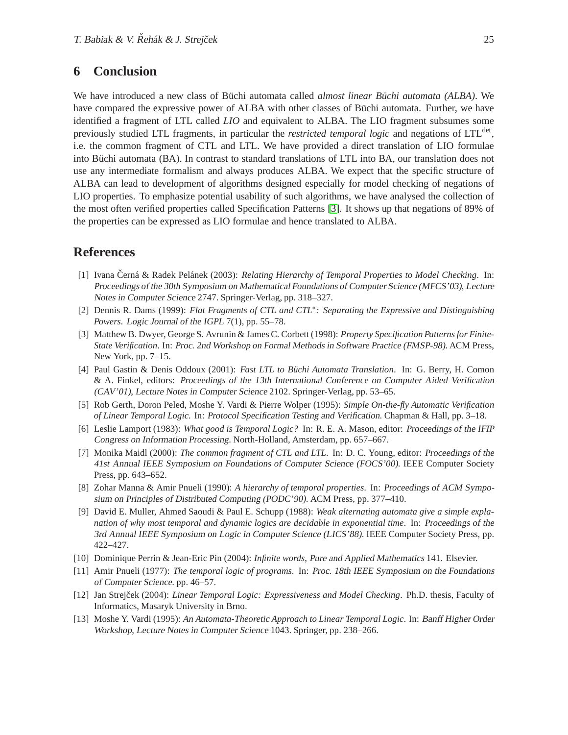## 6 Conclusion

We have introduced a new class of Büchi automata called *almost linear Büchi automata (ALBA)*. We have compared the expressive power of ALBA with other classes of Büchi automata. Further, we have identified a fragment of LTL called *LIO* and equivalent to ALBA. The LIO fragment subsumes some previously studied LTL fragments, in particular the *restricted temporal logic* and negations of $\text{LTL}^{\text{det}}$, i.e. the common fragment of CTL and LTL. We have provided a direct translation of LIO formulae into Büchi automata (BA). In contrast to standard translations of LTL into BA, our translation does not use any intermediate formalism and always produces ALBA. We expect that the specific structure of ALBA can lead to development of algorithms designed especially for model checking of negations of LIO properties. To emphasize potential usability of such algorithms, we have analysed the collection of the most often verified properties called Specification Patterns [3]. It shows up that negations of 89% of the properties can be expressed as LIO formulae and hence translated to ALBA.

## References

[1] Ivana Černá & Radek Pelánek (2003): *Relating Hierarchy of Temporal Properties to Model Checking*. In: *Proceedings of the 30th Symposium on Mathematical Foundations of Computer Science (MFCS'03), Lecture Notes in Computer Science* 2747. Springer-Verlag, pp. 318–327.

[2] Dennis R. Dams (1999): *Flat Fragments of CTL and CTL$^*$: Separating the Expressive and Distinguishing Powers*. *Logic Journal of the IGPL* 7(1), pp. 55–78.

[3] Matthew B. Dwyer, George S. Avrunin & James C. Corbett (1998): *Property Specification Patterns for Finite-State Verification*. In: *Proc. 2nd Workshop on Formal Methods in Software Practice (FMSP-98)*. ACM Press, New York, pp. 7–15.

[4] Paul Gastin & Denis Oddoux (2001): *Fast LTL to Büchi Automata Translation*. In: G. Berry, H. Comon & A. Finkel, editors: *Proceedings of the 13th International Conference on Computer Aided Verification (CAV'01), Lecture Notes in Computer Science* 2102. Springer-Verlag, pp. 53–65.

[5] Rob Gerth, Doron Peled, Moshe Y. Vardi & Pierre Wolper (1995): *Simple On-the-fly Automatic Verification of Linear Temporal Logic*. In: *Protocol Specification Testing and Verification*. Chapman & Hall, pp. 3–18.

[6] Leslie Lamport (1983): *What good is Temporal Logic?* In: R. E. A. Mason, editor: *Proceedings of the IFIP Congress on Information Processing*. North-Holland, Amsterdam, pp. 657–667.

[7] Monika Maidl (2000): *The common fragment of CTL and LTL*. In: D. C. Young, editor: *Proceedings of the 41st Annual IEEE Symposium on Foundations of Computer Science (FOCS'00)*. IEEE Computer Society Press, pp. 643–652.

[8] Zohar Manna & Amir Pnueli (1990): *A hierarchy of temporal properties*. In: *Proceedings of ACM Symposium on Principles of Distributed Computing (PODC'90)*. ACM Press, pp. 377–410.

[9] David E. Muller, Ahmed Saoudi & Paul E. Schupp (1988): *Weak alternating automata give a simple explanation of why most temporal and dynamic logics are decidable in exponential time*. In: *Proceedings of the 3rd Annual IEEE Symposium on Logic in Computer Science (LICS'88)*. IEEE Computer Society Press, pp. 422–427.

[10] Dominique Perrin & Jean-Eric Pin (2004): *Infinite words*, *Pure and Applied Mathematics* 141. Elsevier.

[11] Amir Pnueli (1977): *The temporal logic of programs*. In: *Proc. 18th IEEE Symposium on the Foundations of Computer Science*. pp. 46–57.

[12] Jan Strejček (2004): *Linear Temporal Logic: Expressiveness and Model Checking*. Ph.D. thesis, Faculty of Informatics, Masaryk University in Brno.

[13] Moshe Y. Vardi (1995): *An Automata-Theoretic Approach to Linear Temporal Logic*. In: *Banff Higher Order Workshop*, *Lecture Notes in Computer Science* 1043. Springer, pp. 238–266.